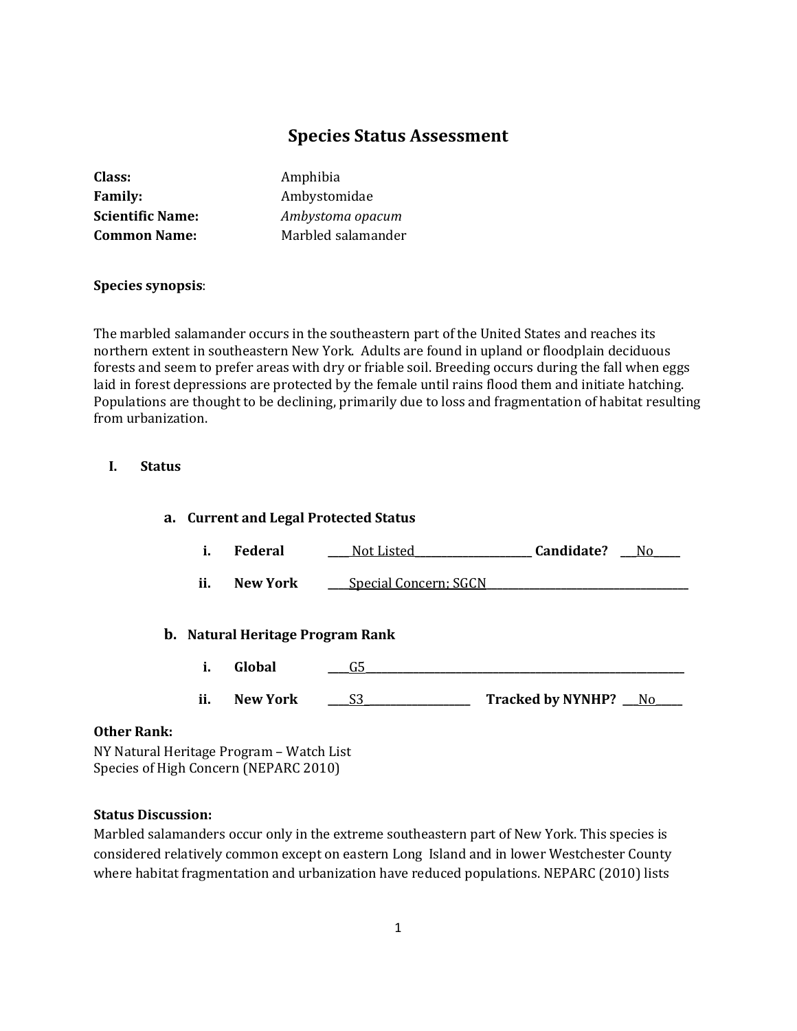# Species Status Assessment

**Class:** Amphibia
**Family:** Ambystomidae
**Scientific Name:** *Ambystoma opacum*
**Common Name:** Marbled salamander

**Species synopsis**:

The marbled salamander occurs in the southeastern part of the United States and reaches its northern extent in southeastern New York. Adults are found in upland or floodplain deciduous forests and seem to prefer areas with dry or friable soil. Breeding occurs during the fall when eggs laid in forest depressions are protected by the female until rains flood them and initiate hatching. Populations are thought to be declining, primarily due to loss and fragmentation of habitat resulting from urbanization.

## I. Status

### a. Current and Legal Protected Status

i. **Federal** ____Not Listed____ **Candidate?** ___No___

ii. **New York** ____Special Concern; SGCN____

### b. Natural Heritage Program Rank

i. **Global** ____G5____

ii. **New York** ____S3____ **Tracked by NYNHP?** ___No___

**Other Rank:**
NY Natural Heritage Program – Watch List
Species of High Concern (NEPARC 2010)

**Status Discussion:**
Marbled salamanders occur only in the extreme southeastern part of New York. This species is considered relatively common except on eastern Long Island and in lower Westchester County where habitat fragmentation and urbanization have reduced populations. NEPARC (2010) lists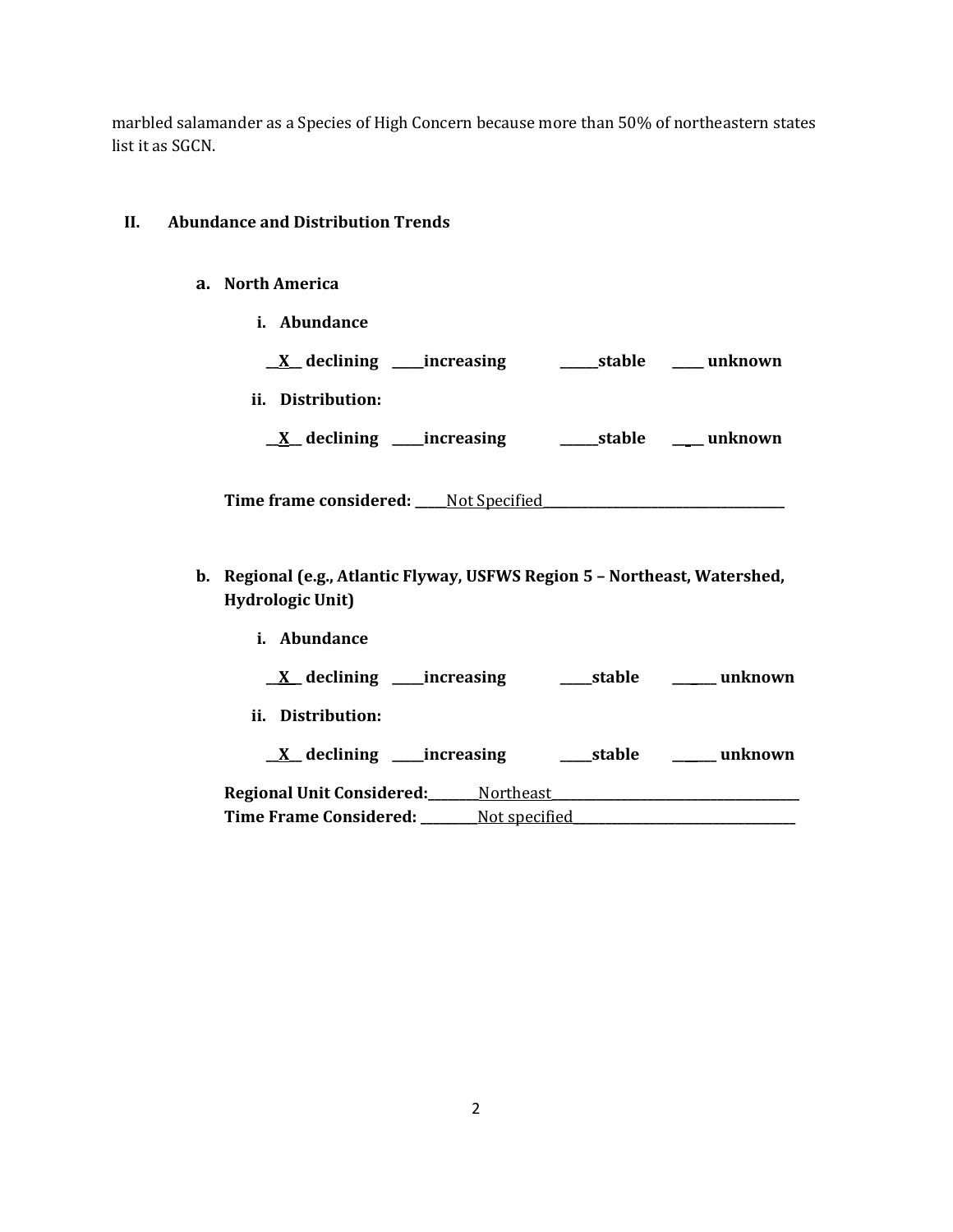marbled salamander as a Species of High Concern because more than 50% of northeastern states list it as SGCN.

## II. Abundance and Distribution Trends

### a. North America

**i. Abundance**

**__X__ declining _____increasing ______stable _____ unknown**

**ii. Distribution:**

**__X__ declining _____increasing ______stable ____ unknown**

**Time frame considered:** _____Not Specified_____

### b. Regional (e.g., Atlantic Flyway, USFWS Region 5 – Northeast, Watershed, Hydrologic Unit)

**i. Abundance**

**__X__ declining _____increasing _____stable _______ unknown**

**ii. Distribution:**

**__X__ declining _____increasing _____stable _______ unknown**

**Regional Unit Considered:** ________Northeast________

**Time Frame Considered:** _________Not specified_________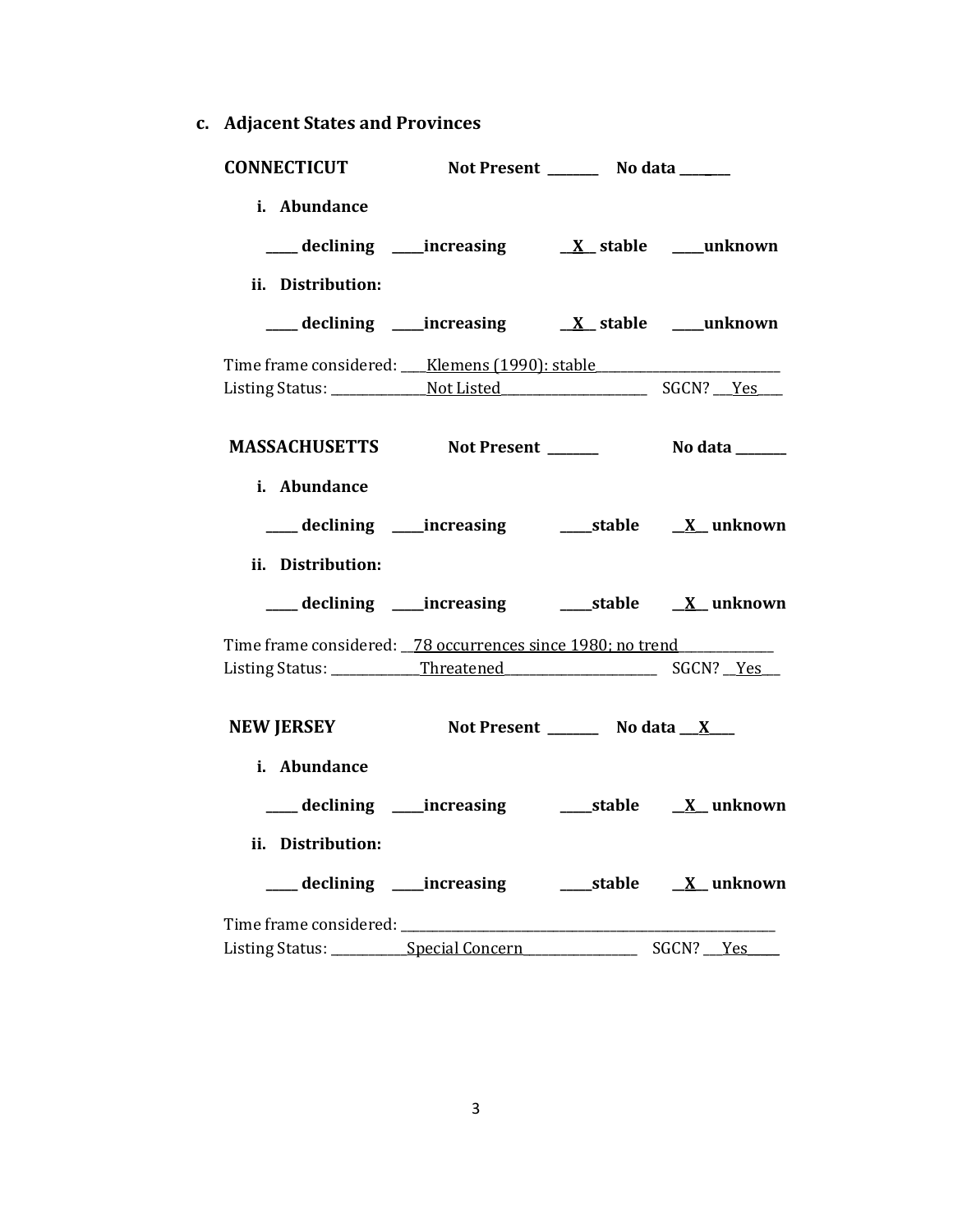### c. Adjacent States and Provinces

**CONNECTICUT** **Not Present** ________ **No data** ________

**i. Abundance**

_____ **declining** _____ **increasing** __**X**__ **stable** _____ **unknown**

**ii. Distribution:**

_____ **declining** _____ **increasing** __**X**__ **stable** _____ **unknown**

Time frame considered: ____Klemens (1990): stable____________________________
Listing Status: _______________Not Listed_______________________ SGCN? ___Yes____

**MASSACHUSETTS** **Not Present** ________ **No data** ________

**i. Abundance**

_____ **declining** _____ **increasing** _____ **stable** __**X**__ **unknown**

**ii. Distribution:**

_____ **declining** _____ **increasing** _____ **stable** __**X**__ **unknown**

Time frame considered: __78 occurrences since 1980; no trend______________
Listing Status: ______________Threatened________________________ SGCN? __Yes___

**NEW JERSEY** **Not Present** ________ **No data** ___**X**____

**i. Abundance**

_____ **declining** _____ **increasing** _____ **stable** __**X**__ **unknown**

**ii. Distribution:**

_____ **declining** _____ **increasing** _____ **stable** __**X**__ **unknown**

Time frame considered: ____________________________________________________________
Listing Status: ____________Special Concern__________________ SGCN? ___Yes_____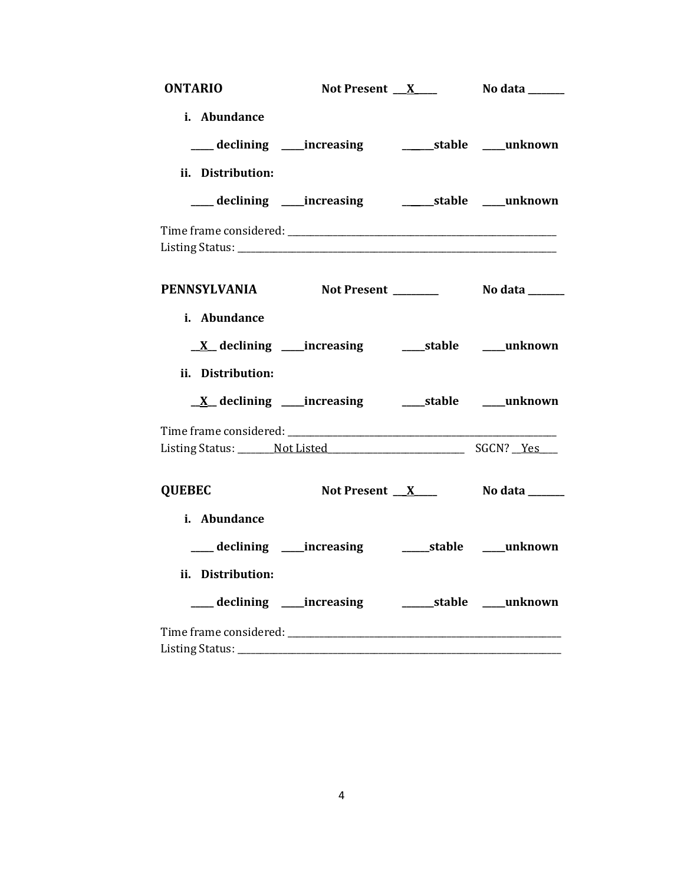**ONTARIO** **Not Present \_\_X\_\_\_\_** **No data \_\_\_\_\_\_\_**

**i. Abundance**

**\_\_\_\_ declining \_\_\_\_increasing \_\_\_\_\_\_stable \_\_\_\_unknown**

**ii. Distribution:**

**\_\_\_\_ declining \_\_\_\_increasing \_\_\_\_\_\_stable \_\_\_\_unknown**

Time frame considered: \_\_\_\_\_\_\_\_\_\_\_\_\_\_\_\_\_\_\_\_\_\_\_\_\_\_\_\_\_\_\_\_\_\_\_\_\_\_\_\_\_\_\_\_\_\_\_\_\_\_\_\_\_\_\_\_\_
Listing Status: \_\_\_\_\_\_\_\_\_\_\_\_\_\_\_\_\_\_\_\_\_\_\_\_\_\_\_\_\_\_\_\_\_\_\_\_\_\_\_\_\_\_\_\_\_\_\_\_\_\_\_\_\_\_\_\_\_\_\_\_\_\_\_\_\_

**PENNSYLVANIA** **Not Present \_\_\_\_\_\_\_\_\_** **No data \_\_\_\_\_\_\_**

**i. Abundance**

**\_\_X\_\_ declining \_\_\_\_increasing \_\_\_\_stable \_\_\_\_unknown**

**ii. Distribution:**

**\_\_X\_\_ declining \_\_\_\_increasing \_\_\_\_stable \_\_\_\_unknown**

Time frame considered: \_\_\_\_\_\_\_\_\_\_\_\_\_\_\_\_\_\_\_\_\_\_\_\_\_\_\_\_\_\_\_\_\_\_\_\_\_\_\_\_\_\_\_\_\_\_\_\_\_\_\_\_\_\_\_\_\_
Listing Status: \_\_\_\_\_\_\_Not Listed\_\_\_\_\_\_\_\_\_\_\_\_\_\_\_\_\_\_\_\_\_\_\_\_\_\_\_\_ SGCN? \_\_Yes\_\_\_\_

**QUEBEC** **Not Present \_\_X\_\_\_\_** **No data \_\_\_\_\_\_\_**

**i. Abundance**

**\_\_\_\_ declining \_\_\_\_increasing \_\_\_\_\_stable \_\_\_\_unknown**

**ii. Distribution:**

**\_\_\_\_ declining \_\_\_\_increasing \_\_\_\_\_\_stable \_\_\_\_unknown**

Time frame considered: \_\_\_\_\_\_\_\_\_\_\_\_\_\_\_\_\_\_\_\_\_\_\_\_\_\_\_\_\_\_\_\_\_\_\_\_\_\_\_\_\_\_\_\_\_\_\_\_\_\_\_\_\_\_\_\_\_
Listing Status: \_\_\_\_\_\_\_\_\_\_\_\_\_\_\_\_\_\_\_\_\_\_\_\_\_\_\_\_\_\_\_\_\_\_\_\_\_\_\_\_\_\_\_\_\_\_\_\_\_\_\_\_\_\_\_\_\_\_\_\_\_\_\_\_\_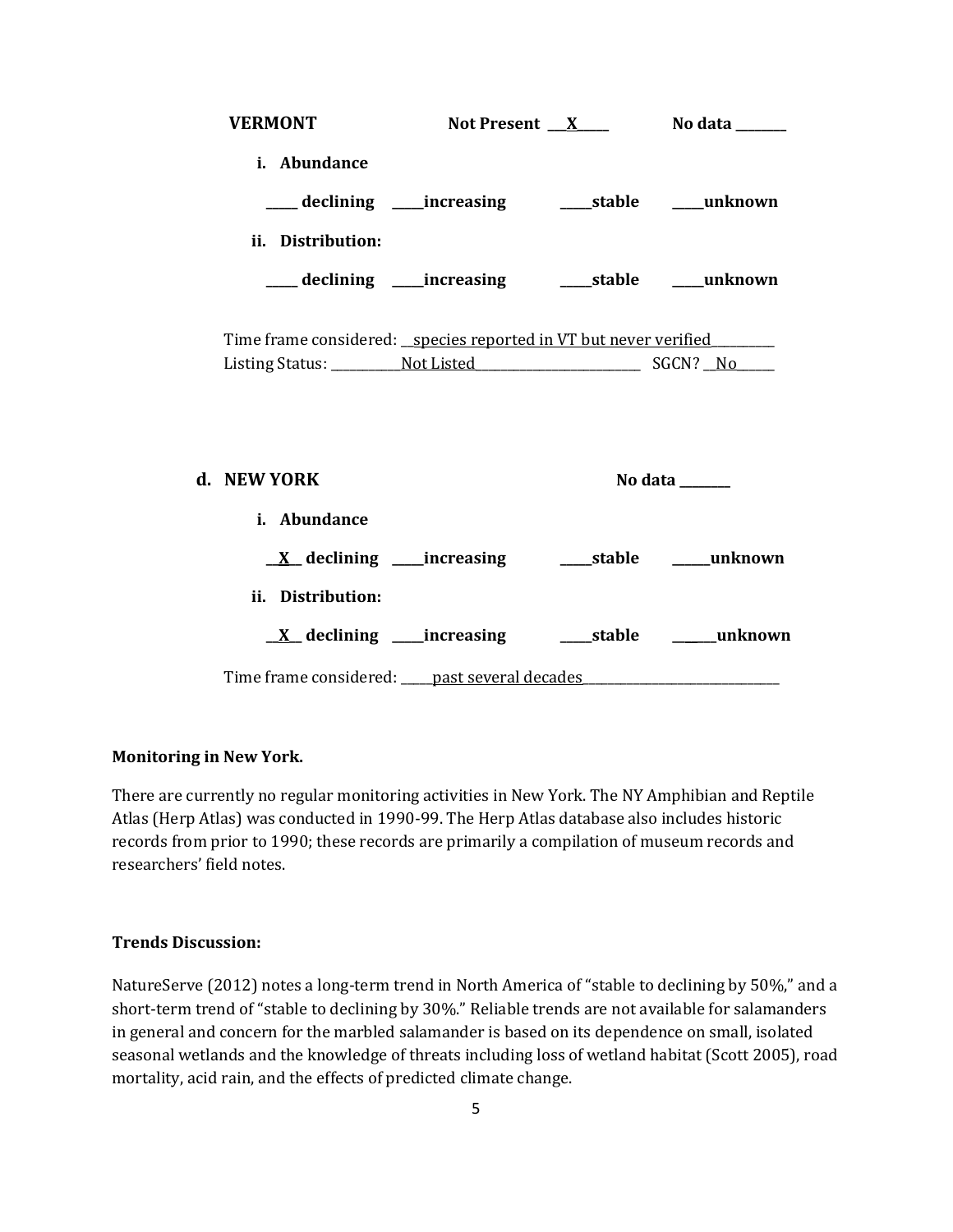**VERMONT** Not Present __X__ No data ______

i. **Abundance**

____ declining ____increasing ____stable ____unknown

ii. **Distribution:**

____ declining ____increasing ____stable ____unknown

Time frame considered: __species reported in VT but never verified__________

Listing Status: ___________Not Listed___________________________ SGCN? __No______

**d. NEW YORK** No data ______

i. **Abundance**

__X__ declining ____increasing ____stable _____unknown

ii. **Distribution:**

__X__ declining ____increasing ____stable _____unknown

Time frame considered: _____past several decades_______________________________

**Monitoring in New York.**

There are currently no regular monitoring activities in New York. The NY Amphibian and Reptile Atlas (Herp Atlas) was conducted in 1990-99. The Herp Atlas database also includes historic records from prior to 1990; these records are primarily a compilation of museum records and researchers' field notes.

**Trends Discussion:**

NatureServe (2012) notes a long-term trend in North America of "stable to declining by 50%," and a short-term trend of "stable to declining by 30%." Reliable trends are not available for salamanders in general and concern for the marbled salamander is based on its dependence on small, isolated seasonal wetlands and the knowledge of threats including loss of wetland habitat (Scott 2005), road mortality, acid rain, and the effects of predicted climate change.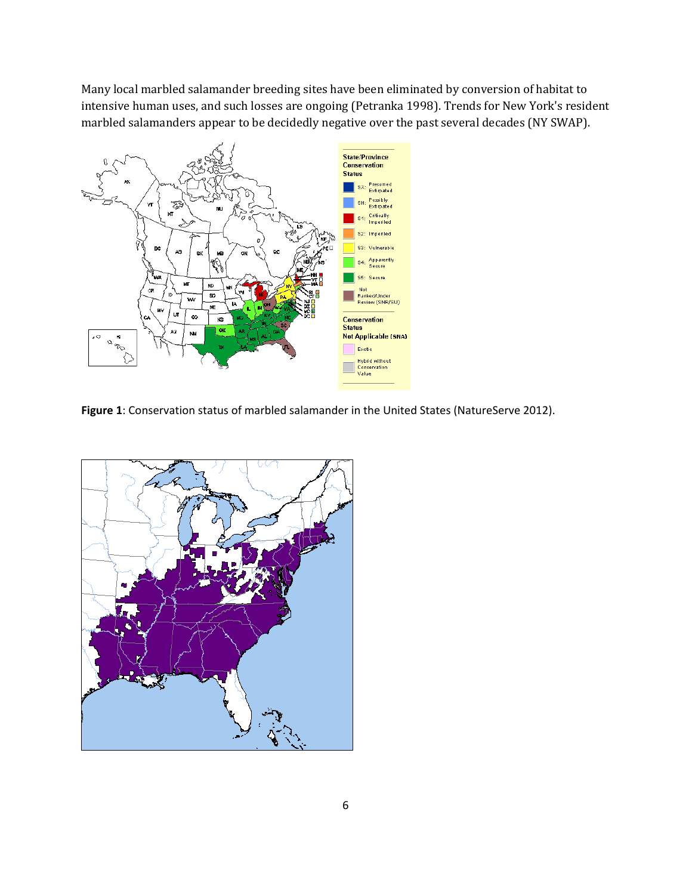Many local marbled salamander breeding sites have been eliminated by conversion of habitat to intensive human uses, and such losses are ongoing (Petranka 1998). Trends for New York's resident marbled salamanders appear to be decidedly negative over the past several decades (NY SWAP).

**Figure 1**: Conservation status of marbled salamander in the United States (NatureServe 2012).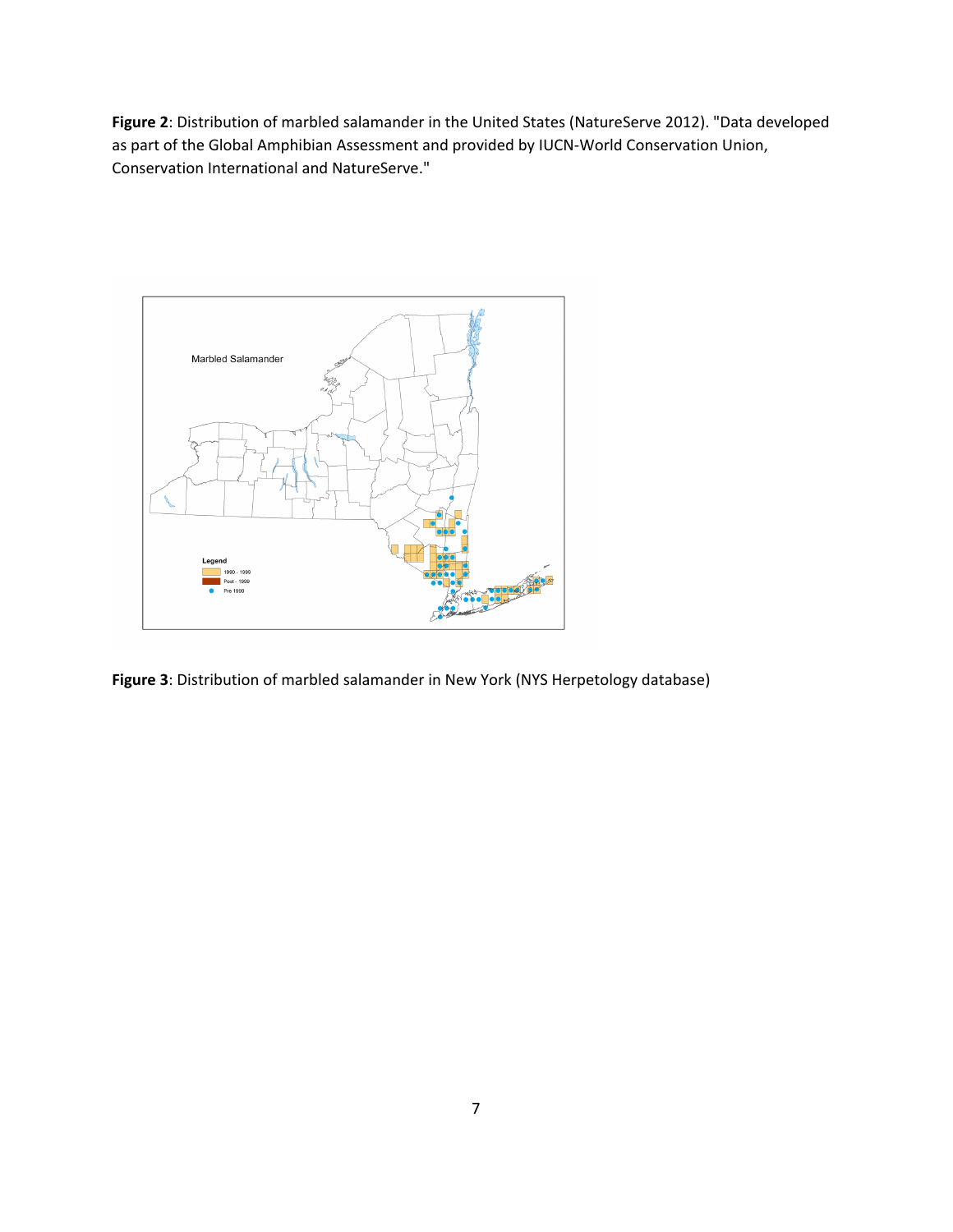**Figure 2**: Distribution of marbled salamander in the United States (NatureServe 2012). "Data developed as part of the Global Amphibian Assessment and provided by IUCN-World Conservation Union, Conservation International and NatureServe."

**Figure 3**: Distribution of marbled salamander in New York (NYS Herpetology database)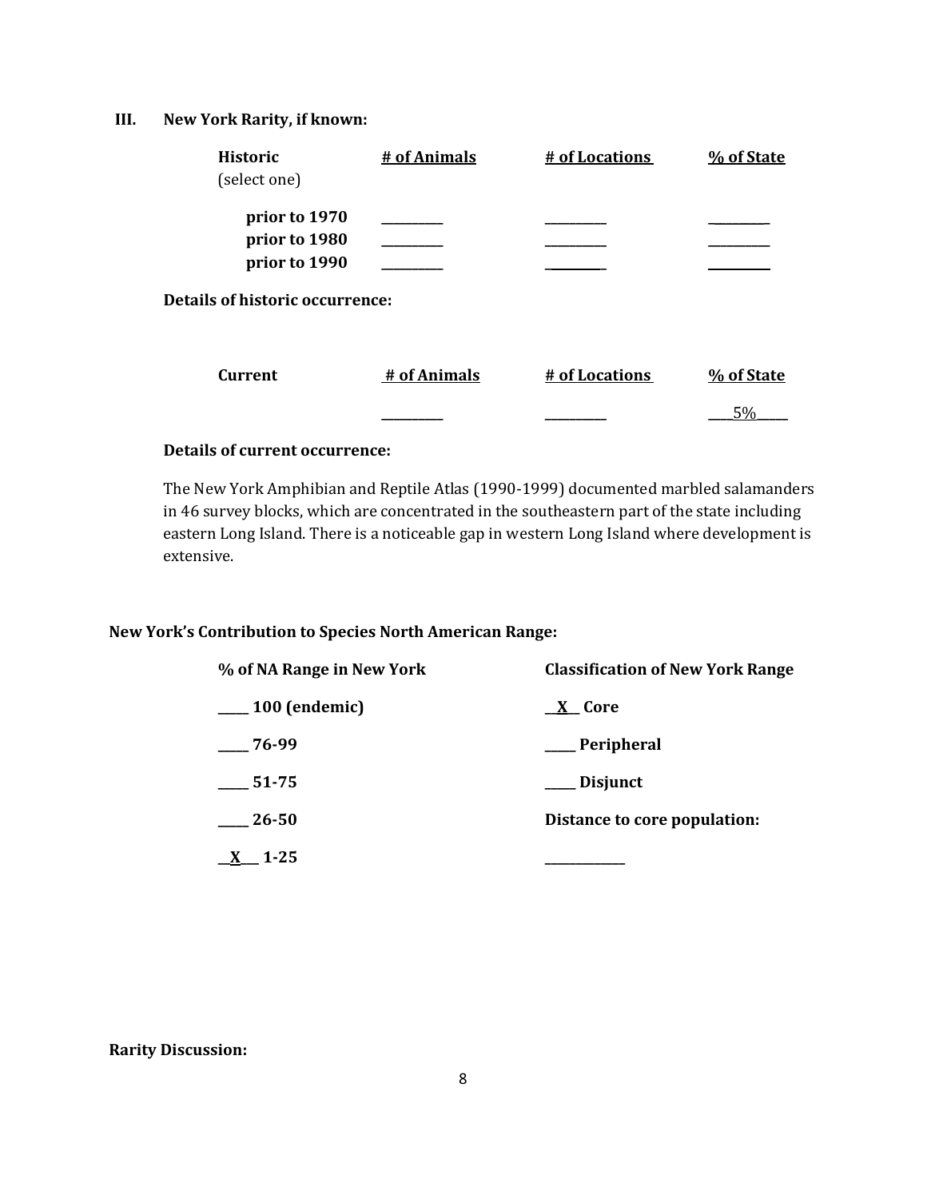## III. New York Rarity, if known:

| Historic (select one) | # of Animals | # of Locations | % of State |
|---|---|---|---|
| prior to 1970 | _________ | _________ | _________ |
| prior to 1980 | _________ | _________ | _________ |
| prior to 1990 | _________ | _________ | _________ |

**Details of historic occurrence:**

| Current | # of Animals | # of Locations | % of State |
|---|---|---|---|
| | _________ | _________ | ____5%_____ |

**Details of current occurrence:**

The New York Amphibian and Reptile Atlas (1990-1999) documented marbled salamanders in 46 survey blocks, which are concentrated in the southeastern part of the state including eastern Long Island. There is a noticeable gap in western Long Island where development is extensive.

**New York's Contribution to Species North American Range:**

| % of NA Range in New York | Classification of New York Range |
|---|---|
| _____ 100 (endemic) | __X__ Core |
| _____ 76-99 | _____ Peripheral |
| _____ 51-75 | _____ Disjunct |
| _____ 26-50 | Distance to core population: |
| __X___ 1-25 | ____________ |

**Rarity Discussion:**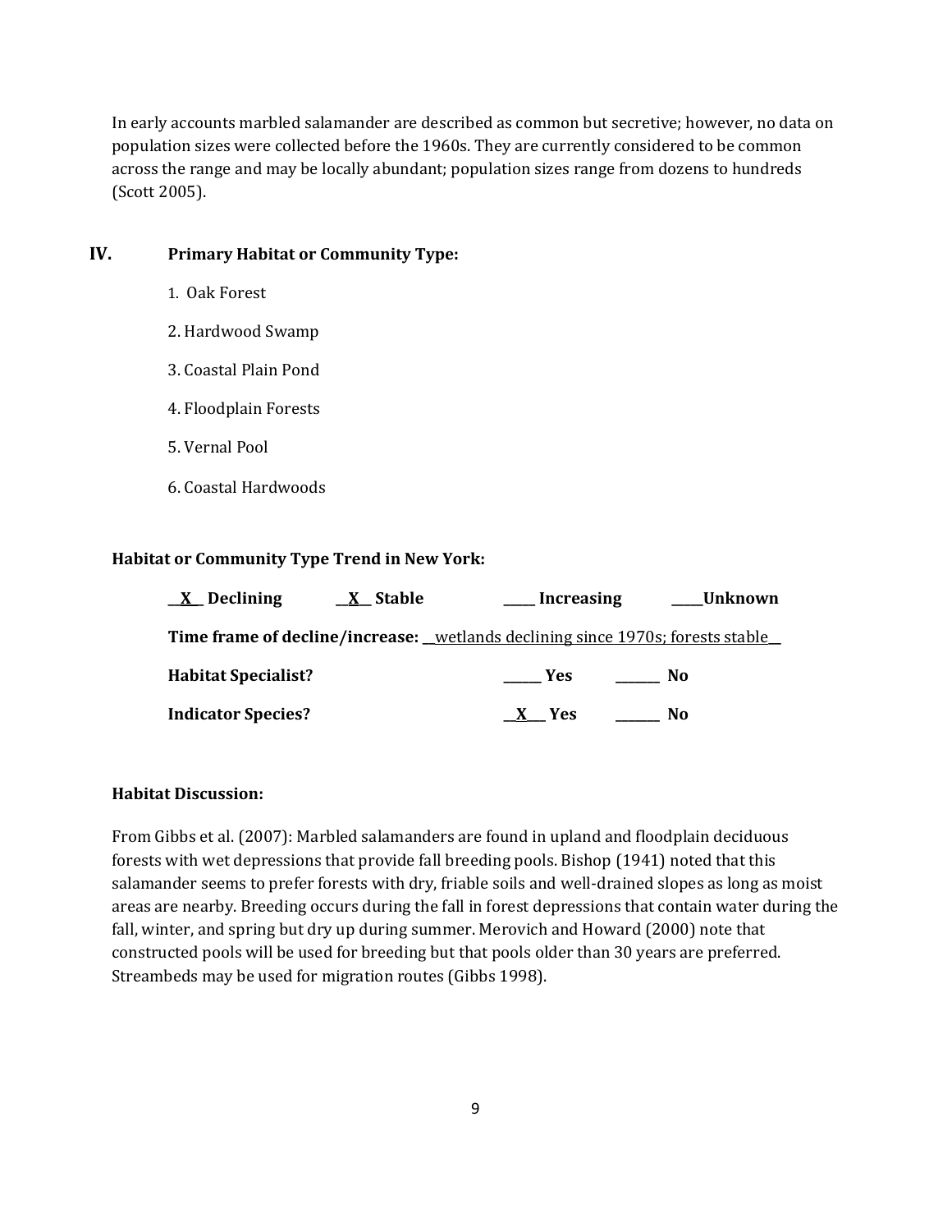In early accounts marbled salamander are described as common but secretive; however, no data on population sizes were collected before the 1960s. They are currently considered to be common across the range and may be locally abundant; population sizes range from dozens to hundreds (Scott 2005).

## IV. Primary Habitat or Community Type:

1. Oak Forest
2. Hardwood Swamp
3. Coastal Plain Pond
4. Floodplain Forests
5. Vernal Pool
6. Coastal Hardwoods

**Habitat or Community Type Trend in New York:**

**__X__ Declining** **__X__ Stable** **_____ Increasing** **_____Unknown**

**Time frame of decline/increase:** __wetlands declining since 1970s; forests stable__

**Habitat Specialist?** **______ Yes** **_______ No**

**Indicator Species?** **__X___ Yes** **_______ No**

**Habitat Discussion:**

From Gibbs et al. (2007): Marbled salamanders are found in upland and floodplain deciduous forests with wet depressions that provide fall breeding pools. Bishop (1941) noted that this salamander seems to prefer forests with dry, friable soils and well-drained slopes as long as moist areas are nearby. Breeding occurs during the fall in forest depressions that contain water during the fall, winter, and spring but dry up during summer. Merovich and Howard (2000) note that constructed pools will be used for breeding but that pools older than 30 years are preferred. Streambeds may be used for migration routes (Gibbs 1998).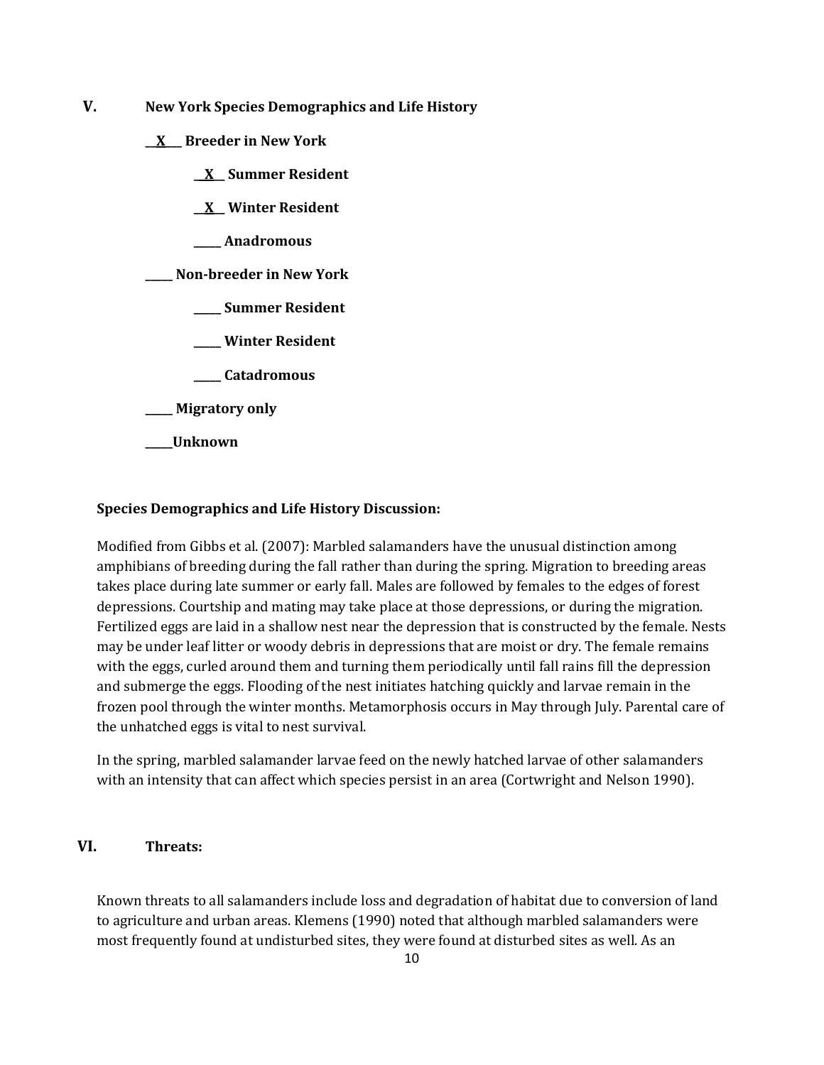## V. New York Species Demographics and Life History

__X__ **Breeder in New York**

  __X__ **Summer Resident**

  __X__ **Winter Resident**

  _____ **Anadromous**

_____ **Non-breeder in New York**

  _____ **Summer Resident**

  _____ **Winter Resident**

  _____ **Catadromous**

_____ **Migratory only**

_____**Unknown**

**Species Demographics and Life History Discussion:**

Modified from Gibbs et al. (2007): Marbled salamanders have the unusual distinction among amphibians of breeding during the fall rather than during the spring. Migration to breeding areas takes place during late summer or early fall. Males are followed by females to the edges of forest depressions. Courtship and mating may take place at those depressions, or during the migration. Fertilized eggs are laid in a shallow nest near the depression that is constructed by the female. Nests may be under leaf litter or woody debris in depressions that are moist or dry. The female remains with the eggs, curled around them and turning them periodically until fall rains fill the depression and submerge the eggs. Flooding of the nest initiates hatching quickly and larvae remain in the frozen pool through the winter months. Metamorphosis occurs in May through July. Parental care of the unhatched eggs is vital to nest survival.

In the spring, marbled salamander larvae feed on the newly hatched larvae of other salamanders with an intensity that can affect which species persist in an area (Cortwright and Nelson 1990).

## VI. Threats:

Known threats to all salamanders include loss and degradation of habitat due to conversion of land to agriculture and urban areas. Klemens (1990) noted that although marbled salamanders were most frequently found at undisturbed sites, they were found at disturbed sites as well. As an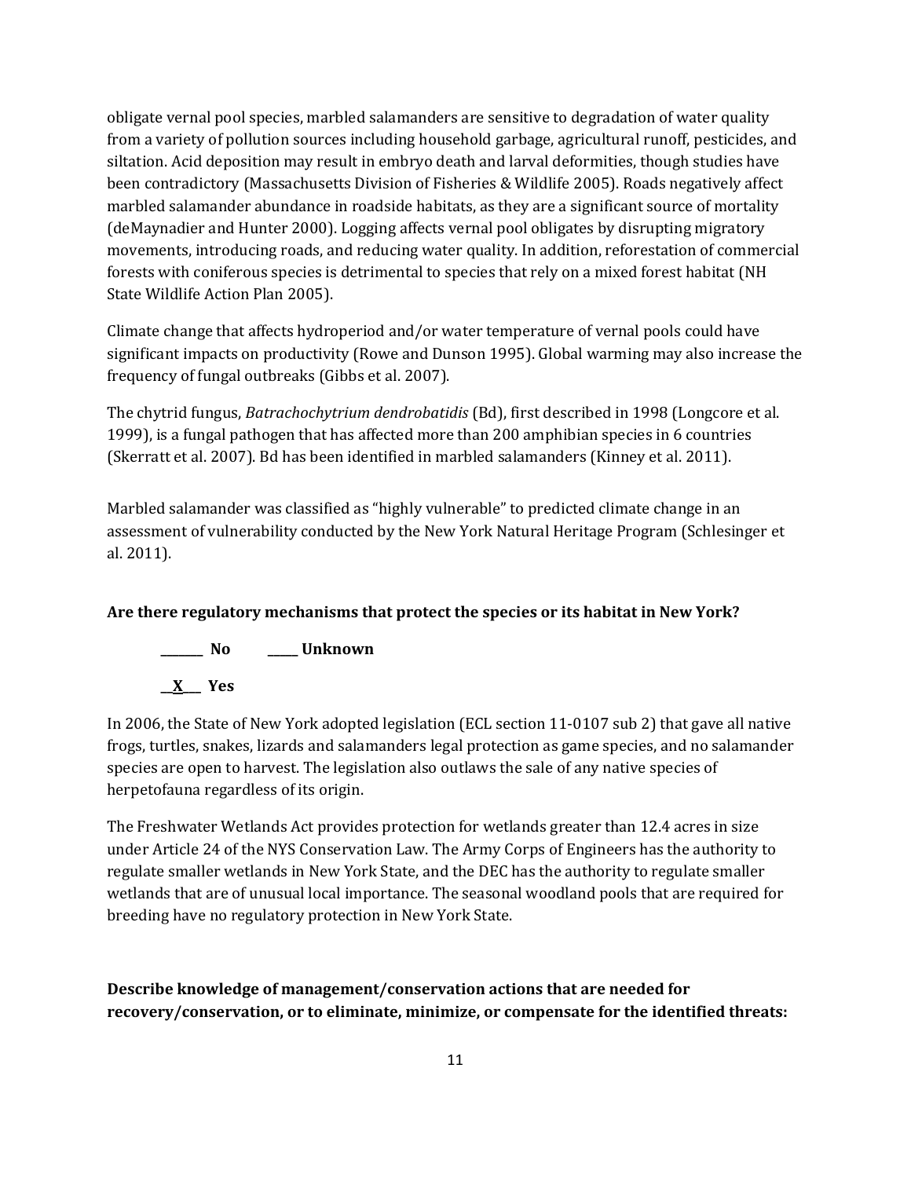obligate vernal pool species, marbled salamanders are sensitive to degradation of water quality from a variety of pollution sources including household garbage, agricultural runoff, pesticides, and siltation. Acid deposition may result in embryo death and larval deformities, though studies have been contradictory (Massachusetts Division of Fisheries & Wildlife 2005). Roads negatively affect marbled salamander abundance in roadside habitats, as they are a significant source of mortality (deMaynadier and Hunter 2000). Logging affects vernal pool obligates by disrupting migratory movements, introducing roads, and reducing water quality. In addition, reforestation of commercial forests with coniferous species is detrimental to species that rely on a mixed forest habitat (NH State Wildlife Action Plan 2005).

Climate change that affects hydroperiod and/or water temperature of vernal pools could have significant impacts on productivity (Rowe and Dunson 1995). Global warming may also increase the frequency of fungal outbreaks (Gibbs et al. 2007).

The chytrid fungus, *Batrachochytrium dendrobatidis* (Bd), first described in 1998 (Longcore et al. 1999), is a fungal pathogen that has affected more than 200 amphibian species in 6 countries (Skerratt et al. 2007). Bd has been identified in marbled salamanders (Kinney et al. 2011).

Marbled salamander was classified as "highly vulnerable" to predicted climate change in an assessment of vulnerability conducted by the New York Natural Heritage Program (Schlesinger et al. 2011).

**Are there regulatory mechanisms that protect the species or its habitat in New York?**

**_______ No　　_____ Unknown**

**__X___ Yes**

In 2006, the State of New York adopted legislation (ECL section 11-0107 sub 2) that gave all native frogs, turtles, snakes, lizards and salamanders legal protection as game species, and no salamander species are open to harvest. The legislation also outlaws the sale of any native species of herpetofauna regardless of its origin.

The Freshwater Wetlands Act provides protection for wetlands greater than 12.4 acres in size under Article 24 of the NYS Conservation Law. The Army Corps of Engineers has the authority to regulate smaller wetlands in New York State, and the DEC has the authority to regulate smaller wetlands that are of unusual local importance. The seasonal woodland pools that are required for breeding have no regulatory protection in New York State.

**Describe knowledge of management/conservation actions that are needed for recovery/conservation, or to eliminate, minimize, or compensate for the identified threats:**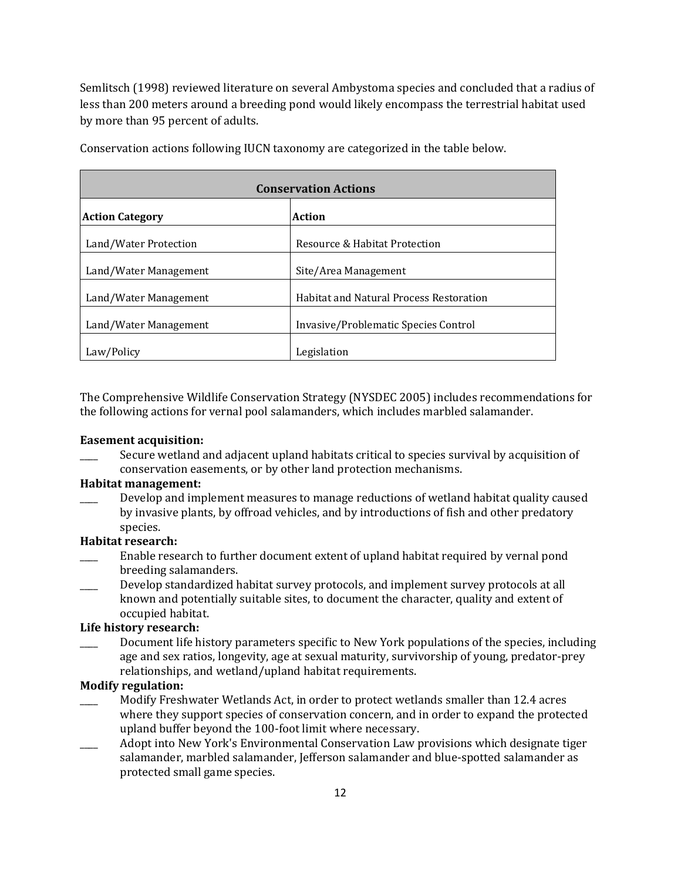Semlitsch (1998) reviewed literature on several Ambystoma species and concluded that a radius of less than 200 meters around a breeding pond would likely encompass the terrestrial habitat used by more than 95 percent of adults.

Conservation actions following IUCN taxonomy are categorized in the table below.

| Conservation Actions | |
|---|---|
| **Action Category** | **Action** |
| Land/Water Protection | Resource & Habitat Protection |
| Land/Water Management | Site/Area Management |
| Land/Water Management | Habitat and Natural Process Restoration |
| Land/Water Management | Invasive/Problematic Species Control |
| Law/Policy | Legislation |

The Comprehensive Wildlife Conservation Strategy (NYSDEC 2005) includes recommendations for the following actions for vernal pool salamanders, which includes marbled salamander.

**Easement acquisition:**

____ Secure wetland and adjacent upland habitats critical to species survival by acquisition of conservation easements, or by other land protection mechanisms.

**Habitat management:**

____ Develop and implement measures to manage reductions of wetland habitat quality caused by invasive plants, by offroad vehicles, and by introductions of fish and other predatory species.

**Habitat research:**

____ Enable research to further document extent of upland habitat required by vernal pond breeding salamanders.

____ Develop standardized habitat survey protocols, and implement survey protocols at all known and potentially suitable sites, to document the character, quality and extent of occupied habitat.

**Life history research:**

____ Document life history parameters specific to New York populations of the species, including age and sex ratios, longevity, age at sexual maturity, survivorship of young, predator-prey relationships, and wetland/upland habitat requirements.

**Modify regulation:**

____ Modify Freshwater Wetlands Act, in order to protect wetlands smaller than 12.4 acres where they support species of conservation concern, and in order to expand the protected upland buffer beyond the 100-foot limit where necessary.

____ Adopt into New York's Environmental Conservation Law provisions which designate tiger salamander, marbled salamander, Jefferson salamander and blue-spotted salamander as protected small game species.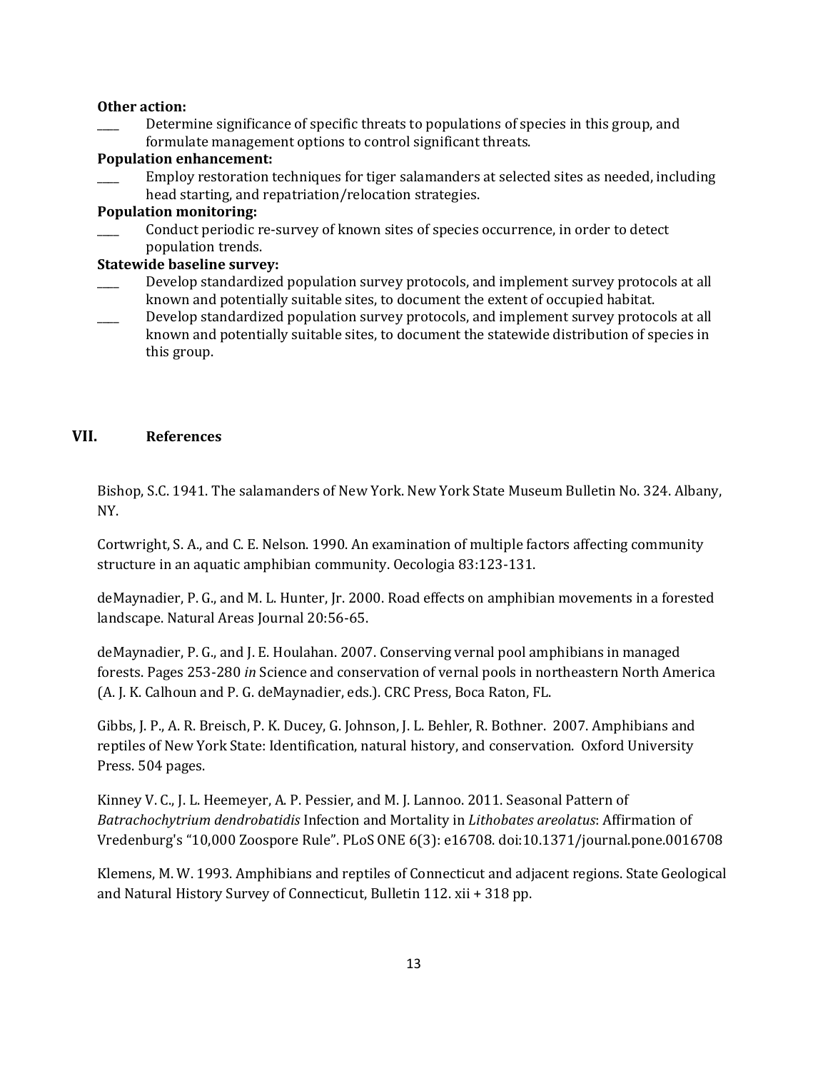**Other action:**

____ Determine significance of specific threats to populations of species in this group, and formulate management options to control significant threats.

**Population enhancement:**

____ Employ restoration techniques for tiger salamanders at selected sites as needed, including head starting, and repatriation/relocation strategies.

**Population monitoring:**

____ Conduct periodic re-survey of known sites of species occurrence, in order to detect population trends.

**Statewide baseline survey:**

____ Develop standardized population survey protocols, and implement survey protocols at all known and potentially suitable sites, to document the extent of occupied habitat.

____ Develop standardized population survey protocols, and implement survey protocols at all known and potentially suitable sites, to document the statewide distribution of species in this group.

## VII. References

Bishop, S.C. 1941. The salamanders of New York. New York State Museum Bulletin No. 324. Albany, NY.

Cortwright, S. A., and C. E. Nelson. 1990. An examination of multiple factors affecting community structure in an aquatic amphibian community. Oecologia 83:123-131.

deMaynadier, P. G., and M. L. Hunter, Jr. 2000. Road effects on amphibian movements in a forested landscape. Natural Areas Journal 20:56-65.

deMaynadier, P. G., and J. E. Houlahan. 2007. Conserving vernal pool amphibians in managed forests. Pages 253-280 *in* Science and conservation of vernal pools in northeastern North America (A. J. K. Calhoun and P. G. deMaynadier, eds.). CRC Press, Boca Raton, FL.

Gibbs, J. P., A. R. Breisch, P. K. Ducey, G. Johnson, J. L. Behler, R. Bothner. 2007. Amphibians and reptiles of New York State: Identification, natural history, and conservation. Oxford University Press. 504 pages.

Kinney V. C., J. L. Heemeyer, A. P. Pessier, and M. J. Lannoo. 2011. Seasonal Pattern of *Batrachochytrium dendrobatidis* Infection and Mortality in *Lithobates areolatus*: Affirmation of Vredenburg's "10,000 Zoospore Rule". PLoS ONE 6(3): e16708. doi:10.1371/journal.pone.0016708

Klemens, M. W. 1993. Amphibians and reptiles of Connecticut and adjacent regions. State Geological and Natural History Survey of Connecticut, Bulletin 112. xii + 318 pp.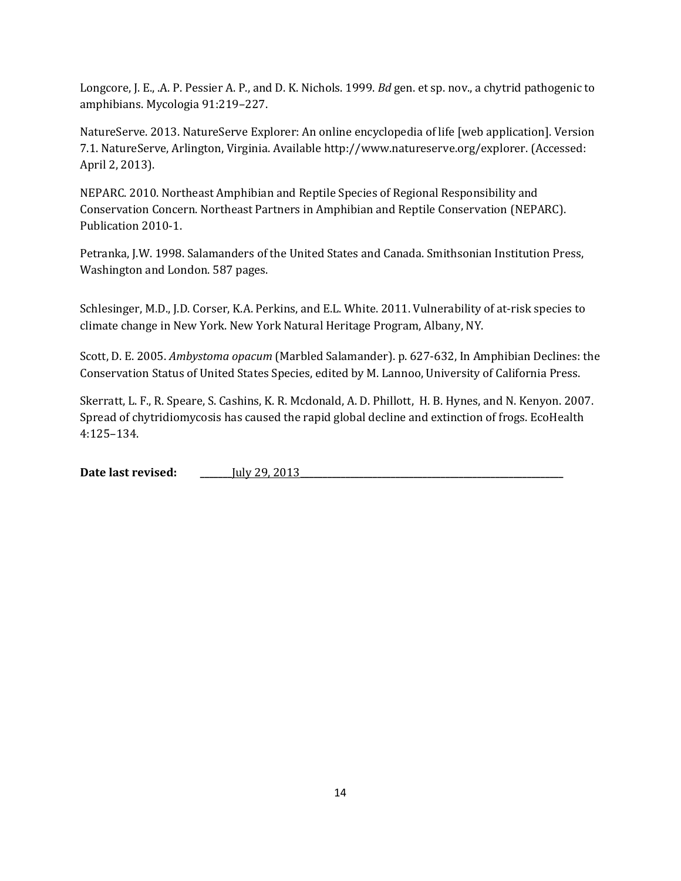Longcore, J. E., .A. P. Pessier A. P., and D. K. Nichols. 1999. *Bd* gen. et sp. nov., a chytrid pathogenic to amphibians. Mycologia 91:219–227.

NatureServe. 2013. NatureServe Explorer: An online encyclopedia of life [web application]. Version 7.1. NatureServe, Arlington, Virginia. Available http://www.natureserve.org/explorer. (Accessed: April 2, 2013).

NEPARC. 2010. Northeast Amphibian and Reptile Species of Regional Responsibility and Conservation Concern. Northeast Partners in Amphibian and Reptile Conservation (NEPARC). Publication 2010-1.

Petranka, J.W. 1998. Salamanders of the United States and Canada. Smithsonian Institution Press, Washington and London. 587 pages.

Schlesinger, M.D., J.D. Corser, K.A. Perkins, and E.L. White. 2011. Vulnerability of at-risk species to climate change in New York. New York Natural Heritage Program, Albany, NY.

Scott, D. E. 2005. *Ambystoma opacum* (Marbled Salamander). p. 627-632, In Amphibian Declines: the Conservation Status of United States Species, edited by M. Lannoo, University of California Press.

Skerratt, L. F., R. Speare, S. Cashins, K. R. Mcdonald, A. D. Phillott, H. B. Hynes, and N. Kenyon. 2007. Spread of chytridiomycosis has caused the rapid global decline and extinction of frogs. EcoHealth 4:125–134.

**Date last revised:** July 29, 2013